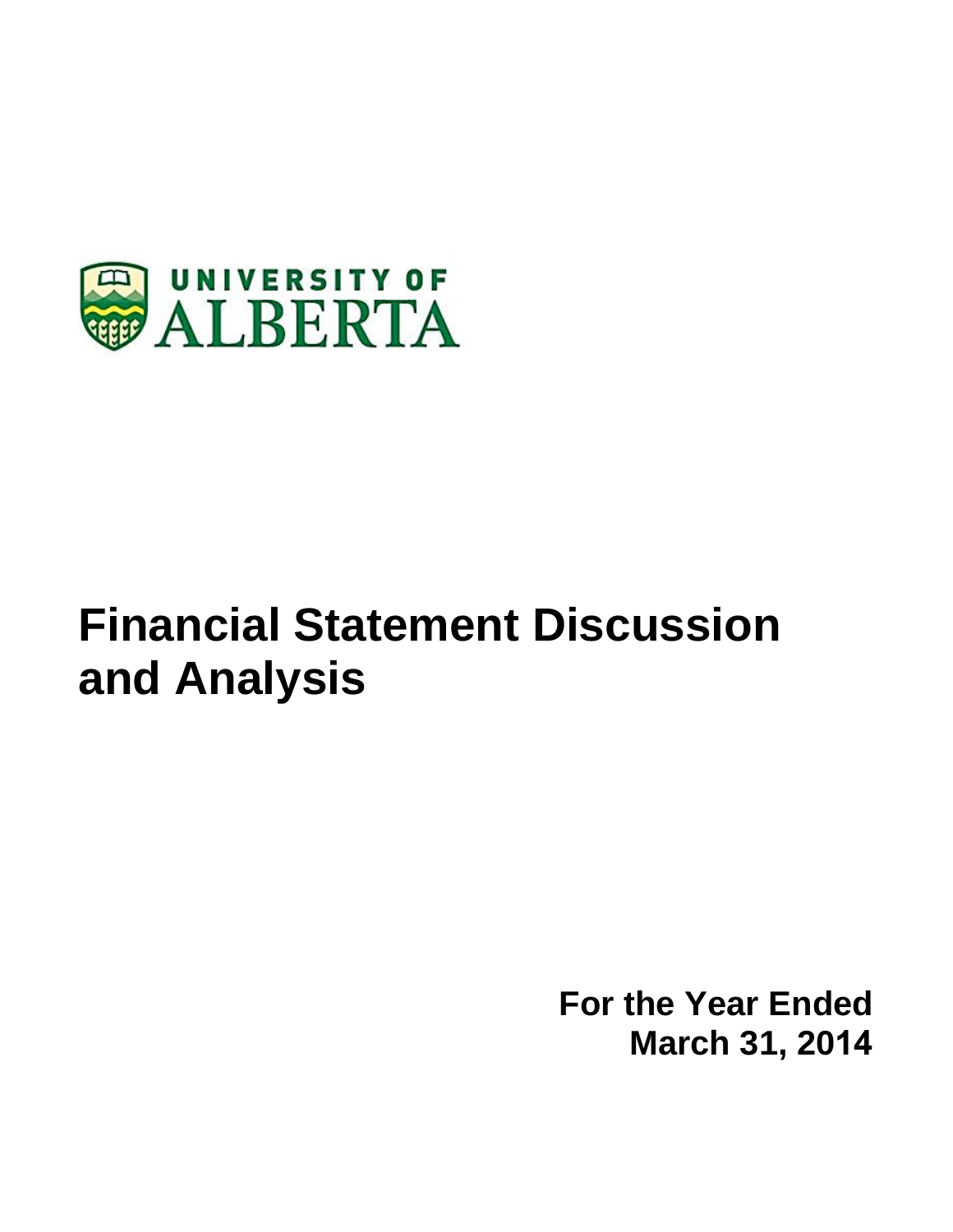UNIVERSITY OF ALBERTA

# Financial Statement Discussion and Analysis

**For the Year Ended**
**March 31, 2014**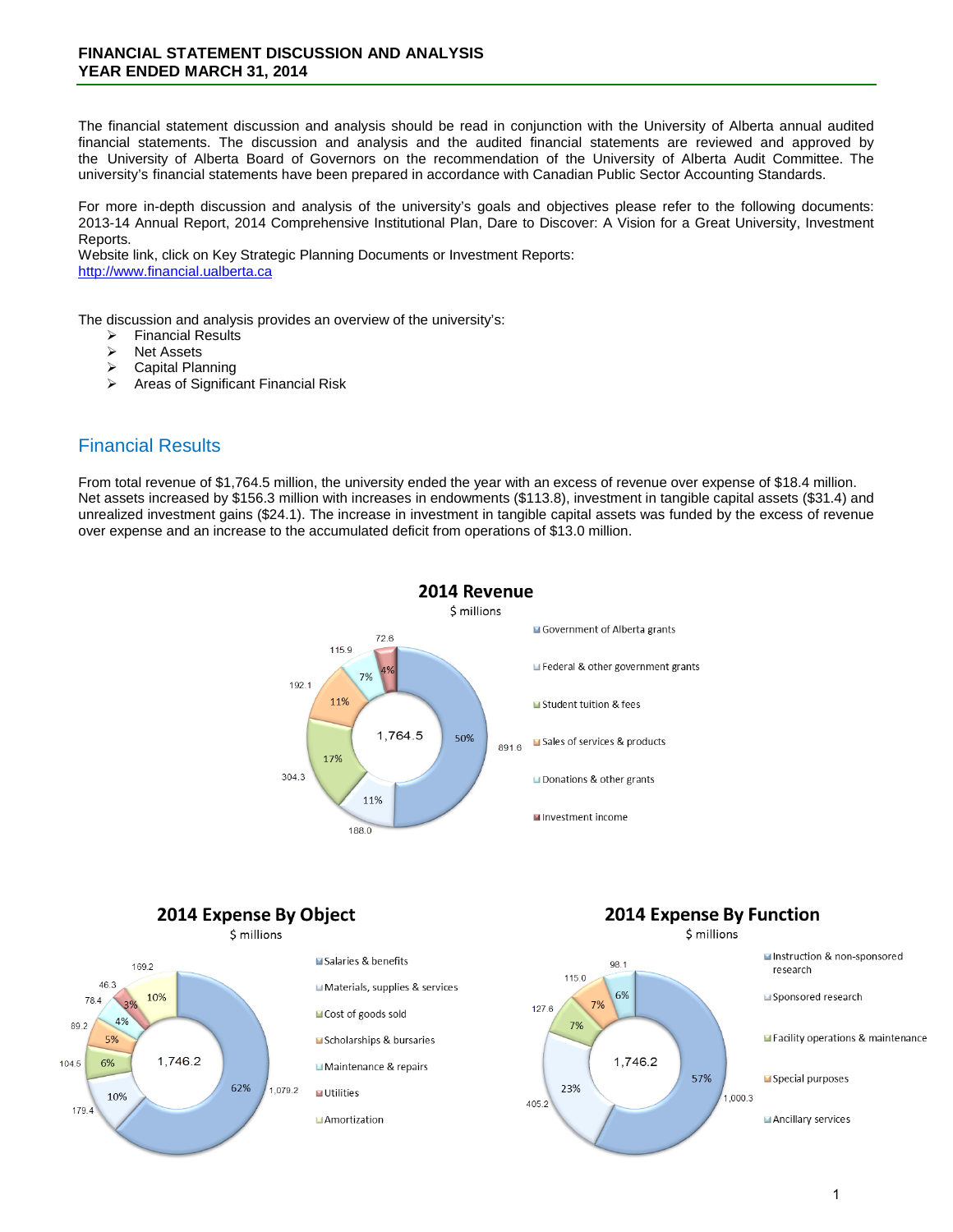**FINANCIAL STATEMENT DISCUSSION AND ANALYSIS**
**YEAR ENDED MARCH 31, 2014**

The financial statement discussion and analysis should be read in conjunction with the University of Alberta annual audited financial statements. The discussion and analysis and the audited financial statements are reviewed and approved by the University of Alberta Board of Governors on the recommendation of the University of Alberta Audit Committee. The university's financial statements have been prepared in accordance with Canadian Public Sector Accounting Standards.

For more in-depth discussion and analysis of the university's goals and objectives please refer to the following documents: 2013-14 Annual Report, 2014 Comprehensive Institutional Plan, Dare to Discover: A Vision for a Great University, Investment Reports.
Website link, click on Key Strategic Planning Documents or Investment Reports:
http://www.financial.ualberta.ca

The discussion and analysis provides an overview of the university's:

- Financial Results
- Net Assets
- Capital Planning
- Areas of Significant Financial Risk

## Financial Results

From total revenue of $1,764.5 million, the university ended the year with an excess of revenue over expense of $18.4 million. Net assets increased by $156.3 million with increases in endowments ($113.8), investment in tangible capital assets ($31.4) and unrealized investment gains ($24.1). The increase in investment in tangible capital assets was funded by the excess of revenue over expense and an increase to the accumulated deficit from operations of $13.0 million.

**2014 Revenue**
$ millions

Total: 1,764.5

| Category | $ millions | % |
|---|---|---|
| Government of Alberta grants | 891.6 | 50% |
| Federal & other government grants | 188.0 | 11% |
| Student tuition & fees | 304.3 | 17% |
| Sales of services & products | 192.1 | 11% |
| Donations & other grants | 115.9 | 7% |
| Investment income | 72.6 | 4% |

**2014 Expense By Object**
$ millions

Total: 1,746.2

| Category | $ millions | % |
|---|---|---|
| Salaries & benefits | 1,079.2 | 62% |
| Materials, supplies & services | 179.4 | 10% |
| Cost of goods sold | 104.5 | 6% |
| Scholarships & bursaries | 89.2 | 5% |
| Maintenance & repairs | 78.4 | 4% |
| Utilities | 46.3 | 3% |
| Amortization | 169.2 | 10% |

**2014 Expense By Function**
$ millions

Total: 1,746.2

| Category | $ millions | % |
|---|---|---|
| Instruction & non-sponsored research | 1,000.3 | 57% |
| Sponsored research | 405.2 | 23% |
| Facility operations & maintenance | 127.6 | 7% |
| Special purposes | 115.0 | 7% |
| Ancillary services | 98.1 | 6% |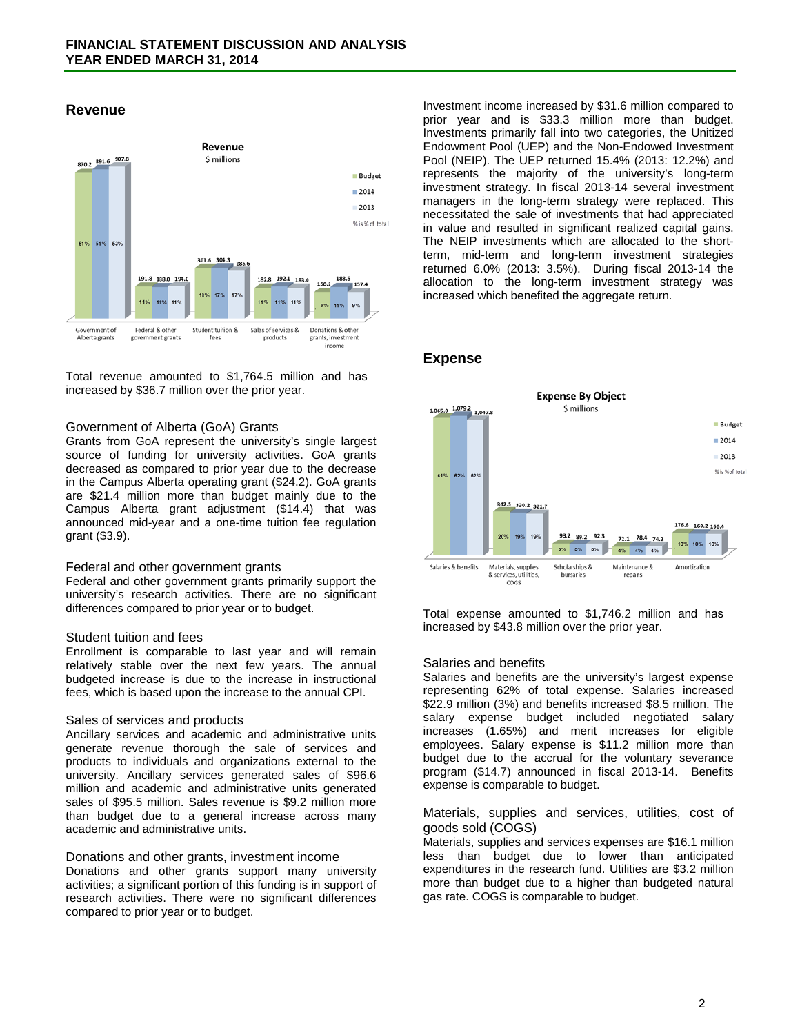## Revenue

Total revenue amounted to $1,764.5 million and has increased by $36.7 million over the prior year.

### Government of Alberta (GoA) Grants

Grants from GoA represent the university's single largest source of funding for university activities. GoA grants decreased as compared to prior year due to the decrease in the Campus Alberta operating grant ($24.2). GoA grants are $21.4 million more than budget mainly due to the Campus Alberta grant adjustment ($14.4) that was announced mid-year and a one-time tuition fee regulation grant ($3.9).

### Federal and other government grants

Federal and other government grants primarily support the university's research activities. There are no significant differences compared to prior year or to budget.

### Student tuition and fees

Enrollment is comparable to last year and will remain relatively stable over the next few years. The annual budgeted increase is due to the increase in instructional fees, which is based upon the increase to the annual CPI.

### Sales of services and products

Ancillary services and academic and administrative units generate revenue thorough the sale of services and products to individuals and organizations external to the university. Ancillary services generated sales of $96.6 million and academic and administrative units generated sales of $95.5 million. Sales revenue is $9.2 million more than budget due to a general increase across many academic and administrative units.

### Donations and other grants, investment income

Donations and other grants support many university activities; a significant portion of this funding is in support of research activities. There were no significant differences compared to prior year or to budget.

Investment income increased by $31.6 million compared to prior year and is $33.3 million more than budget. Investments primarily fall into two categories, the Unitized Endowment Pool (UEP) and the Non-Endowed Investment Pool (NEIP). The UEP returned 15.4% (2013: 12.2%) and represents the majority of the university's long-term investment strategy. In fiscal 2013-14 several investment managers in the long-term strategy were replaced. This necessitated the sale of investments that had appreciated in value and resulted in significant realized capital gains. The NEIP investments which are allocated to the short-term, mid-term and long-term investment strategies returned 6.0% (2013: 3.5%). During fiscal 2013-14 the allocation to the long-term investment strategy was increased which benefited the aggregate return.

## Expense

Total expense amounted to $1,746.2 million and has increased by $43.8 million over the prior year.

### Salaries and benefits

Salaries and benefits are the university's largest expense representing 62% of total expense. Salaries increased $22.9 million (3%) and benefits increased $8.5 million. The salary expense budget included negotiated salary increases (1.65%) and merit increases for eligible employees. Salary expense is $11.2 million more than budget due to the accrual for the voluntary severance program ($14.7) announced in fiscal 2013-14. Benefits expense is comparable to budget.

### Materials, supplies and services, utilities, cost of goods sold (COGS)

Materials, supplies and services expenses are $16.1 million less than budget due to lower than anticipated expenditures in the research fund. Utilities are $3.2 million more than budget due to a higher than budgeted natural gas rate. COGS is comparable to budget.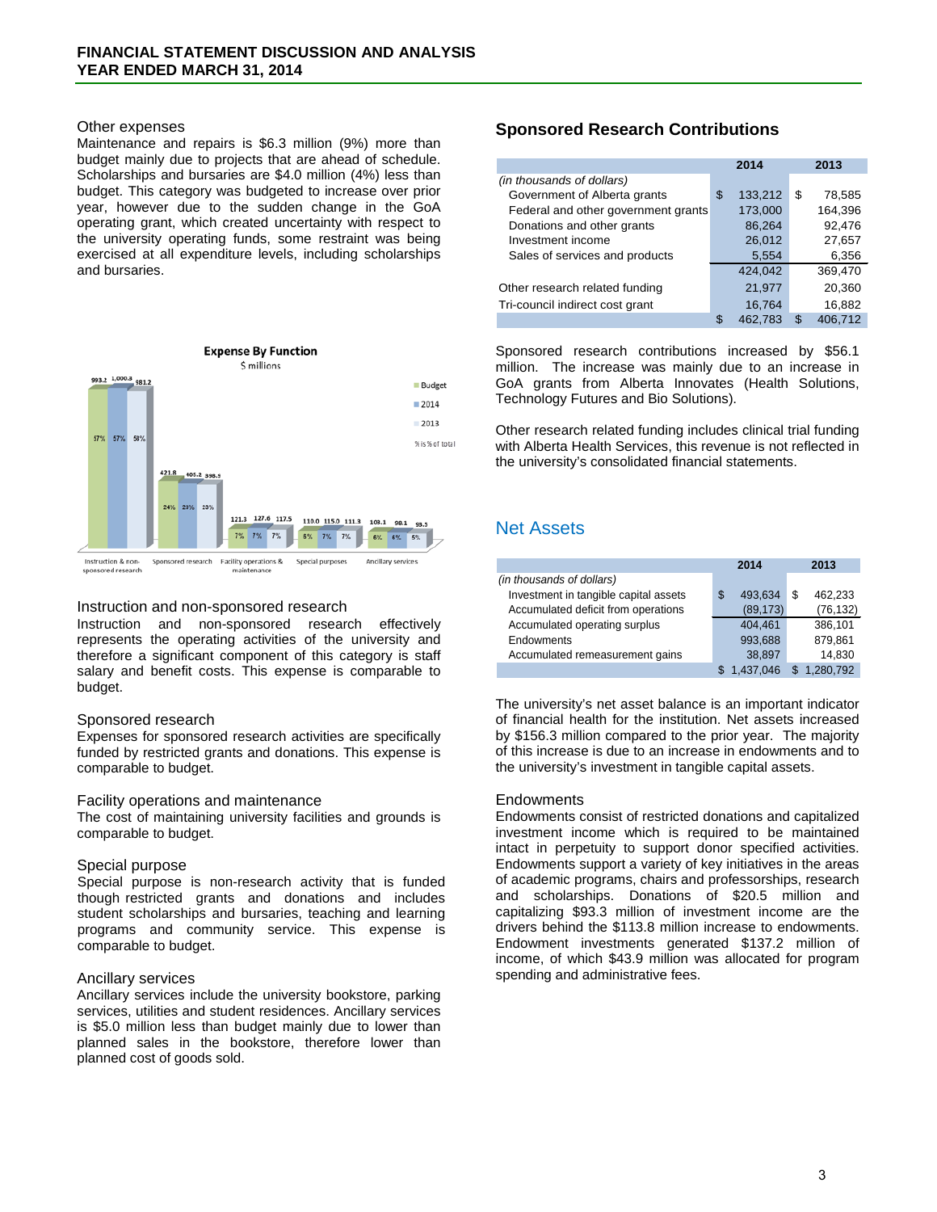## Other expenses

Maintenance and repairs is $6.3 million (9%) more than budget mainly due to projects that are ahead of schedule. Scholarships and bursaries are $4.0 million (4%) less than budget. This category was budgeted to increase over prior year, however due to the sudden change in the GoA operating grant, which created uncertainty with respect to the university operating funds, some restraint was being exercised at all expenditure levels, including scholarships and bursaries.

**Expense By Function**
$ millions

| | Budget | 2014 | 2013 |
|---|---|---|---|
| Instruction & non-sponsored research | 993.2 (57%) | 1,000.3 (57%) | 981.2 (58%) |
| Sponsored research | 421.8 (24%) | 405.2 (23%) | 398.5 (23%) |
| Facility operations & maintenance | 121.3 (7%) | 127.6 (7%) | 117.5 (7%) |
| Special purposes | 110.0 (6%) | 115.0 (7%) | 111.3 (7%) |
| Ancillary services | 103.1 (6%) | 98.1 (6%) | 93.5 (5%) |

% is % of total

## Instruction and non-sponsored research

Instruction and non-sponsored research effectively represents the operating activities of the university and therefore a significant component of this category is staff salary and benefit costs. This expense is comparable to budget.

## Sponsored research

Expenses for sponsored research activities are specifically funded by restricted grants and donations. This expense is comparable to budget.

## Facility operations and maintenance

The cost of maintaining university facilities and grounds is comparable to budget.

## Special purpose

Special purpose is non-research activity that is funded though restricted grants and donations and includes student scholarships and bursaries, teaching and learning programs and community service. This expense is comparable to budget.

## Ancillary services

Ancillary services include the university bookstore, parking services, utilities and student residences. Ancillary services is $5.0 million less than budget mainly due to lower than planned sales in the bookstore, therefore lower than planned cost of goods sold.

## Sponsored Research Contributions

| | 2014 | 2013 |
|---|---|---|
| *(in thousands of dollars)* | | |
| Government of Alberta grants | $ 133,212 | $ 78,585 |
| Federal and other government grants | 173,000 | 164,396 |
| Donations and other grants | 86,264 | 92,476 |
| Investment income | 26,012 | 27,657 |
| Sales of services and products | 5,554 | 6,356 |
| | 424,042 | 369,470 |
| Other research related funding | 21,977 | 20,360 |
| Tri-council indirect cost grant | 16,764 | 16,882 |
| | $ 462,783 | $ 406,712 |

Sponsored research contributions increased by $56.1 million. The increase was mainly due to an increase in GoA grants from Alberta Innovates (Health Solutions, Technology Futures and Bio Solutions).

Other research related funding includes clinical trial funding with Alberta Health Services, this revenue is not reflected in the university's consolidated financial statements.

## Net Assets

| | 2014 | 2013 |
|---|---|---|
| *(in thousands of dollars)* | | |
| Investment in tangible capital assets | $ 493,634 | $ 462,233 |
| Accumulated deficit from operations | (89,173) | (76,132) |
| Accumulated operating surplus | 404,461 | 386,101 |
| Endowments | 993,688 | 879,861 |
| Accumulated remeasurement gains | 38,897 | 14,830 |
| | $ 1,437,046 | $ 1,280,792 |

The university's net asset balance is an important indicator of financial health for the institution. Net assets increased by $156.3 million compared to the prior year. The majority of this increase is due to an increase in endowments and to the university's investment in tangible capital assets.

## Endowments

Endowments consist of restricted donations and capitalized investment income which is required to be maintained intact in perpetuity to support donor specified activities. Endowments support a variety of key initiatives in the areas of academic programs, chairs and professorships, research and scholarships. Donations of $20.5 million and capitalizing $93.3 million of investment income are the drivers behind the $113.8 million increase to endowments. Endowment investments generated $137.2 million of income, of which $43.9 million was allocated for program spending and administrative fees.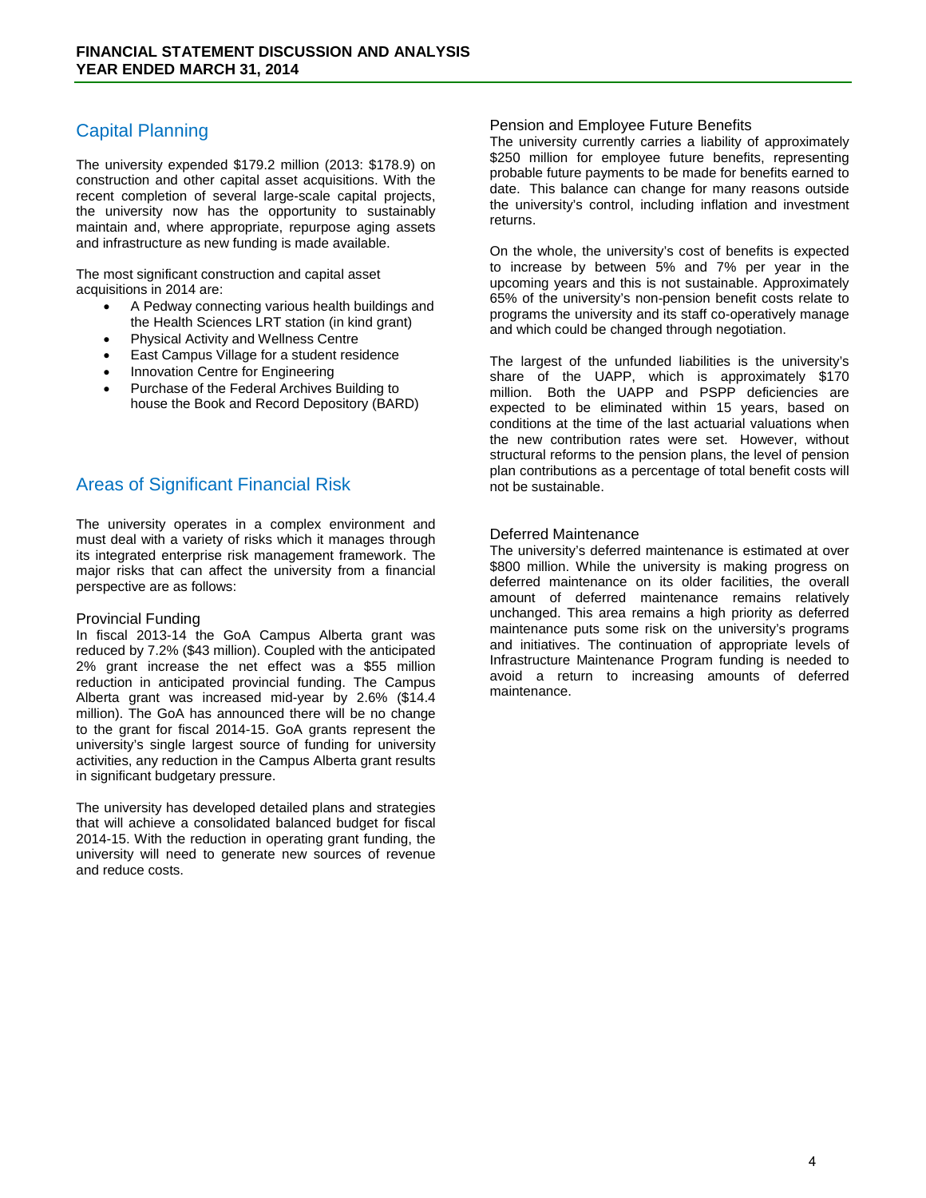# FINANCIAL STATEMENT DISCUSSION AND ANALYSIS
# YEAR ENDED MARCH 31, 2014

## Capital Planning

The university expended $179.2 million (2013: $178.9) on construction and other capital asset acquisitions. With the recent completion of several large-scale capital projects, the university now has the opportunity to sustainably maintain and, where appropriate, repurpose aging assets and infrastructure as new funding is made available.

The most significant construction and capital asset acquisitions in 2014 are:

- A Pedway connecting various health buildings and the Health Sciences LRT station (in kind grant)
- Physical Activity and Wellness Centre
- East Campus Village for a student residence
- Innovation Centre for Engineering
- Purchase of the Federal Archives Building to house the Book and Record Depository (BARD)

## Areas of Significant Financial Risk

The university operates in a complex environment and must deal with a variety of risks which it manages through its integrated enterprise risk management framework. The major risks that can affect the university from a financial perspective are as follows:

### Provincial Funding

In fiscal 2013-14 the GoA Campus Alberta grant was reduced by 7.2% ($43 million). Coupled with the anticipated 2% grant increase the net effect was a $55 million reduction in anticipated provincial funding. The Campus Alberta grant was increased mid-year by 2.6% ($14.4 million). The GoA has announced there will be no change to the grant for fiscal 2014-15. GoA grants represent the university's single largest source of funding for university activities, any reduction in the Campus Alberta grant results in significant budgetary pressure.

The university has developed detailed plans and strategies that will achieve a consolidated balanced budget for fiscal 2014-15. With the reduction in operating grant funding, the university will need to generate new sources of revenue and reduce costs.

### Pension and Employee Future Benefits

The university currently carries a liability of approximately $250 million for employee future benefits, representing probable future payments to be made for benefits earned to date. This balance can change for many reasons outside the university's control, including inflation and investment returns.

On the whole, the university's cost of benefits is expected to increase by between 5% and 7% per year in the upcoming years and this is not sustainable. Approximately 65% of the university's non-pension benefit costs relate to programs the university and its staff co-operatively manage and which could be changed through negotiation.

The largest of the unfunded liabilities is the university's share of the UAPP, which is approximately $170 million. Both the UAPP and PSPP deficiencies are expected to be eliminated within 15 years, based on conditions at the time of the last actuarial valuations when the new contribution rates were set. However, without structural reforms to the pension plans, the level of pension plan contributions as a percentage of total benefit costs will not be sustainable.

### Deferred Maintenance

The university's deferred maintenance is estimated at over $800 million. While the university is making progress on deferred maintenance on its older facilities, the overall amount of deferred maintenance remains relatively unchanged. This area remains a high priority as deferred maintenance puts some risk on the university's programs and initiatives. The continuation of appropriate levels of Infrastructure Maintenance Program funding is needed to avoid a return to increasing amounts of deferred maintenance.